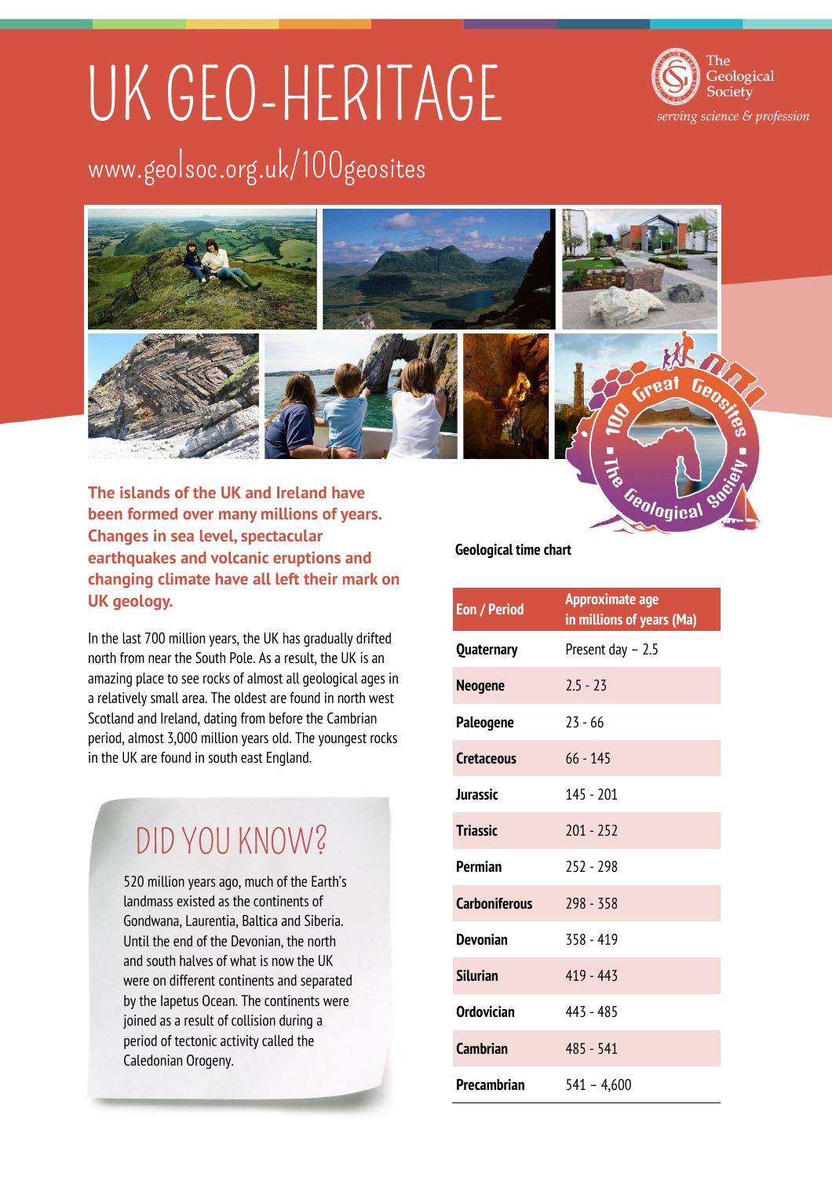# UK GEO-HERITAGE

## www.geolsoc.org.uk/100geosites

The Geological Society
*serving science & profession*

**The islands of the UK and Ireland have been formed over many millions of years. Changes in sea level, spectacular earthquakes and volcanic eruptions and changing climate have all left their mark on UK geology.**

In the last 700 million years, the UK has gradually drifted north from near the South Pole. As a result, the UK is an amazing place to see rocks of almost all geological ages in a relatively small area. The oldest are found in north west Scotland and Ireland, dating from before the Cambrian period, almost 3,000 million years old. The youngest rocks in the UK are found in south east England.

## DID YOU KNOW?

520 million years ago, much of the Earth's landmass existed as the continents of Gondwana, Laurentia, Baltica and Siberia. Until the end of the Devonian, the north and south halves of what is now the UK were on different continents and separated by the Iapetus Ocean. The continents were joined as a result of collision during a period of tectonic activity called the Caledonian Orogeny.

**Geological time chart**

| Eon / Period | Approximate age in millions of years (Ma) |
|---|---|
| **Quaternary** | Present day – 2.5 |
| **Neogene** | 2.5 - 23 |
| **Paleogene** | 23 - 66 |
| **Cretaceous** | 66 - 145 |
| **Jurassic** | 145 - 201 |
| **Triassic** | 201 - 252 |
| **Permian** | 252 - 298 |
| **Carboniferous** | 298 - 358 |
| **Devonian** | 358 - 419 |
| **Silurian** | 419 - 443 |
| **Ordovician** | 443 - 485 |
| **Cambrian** | 485 - 541 |
| **Precambrian** | 541 – 4,600 |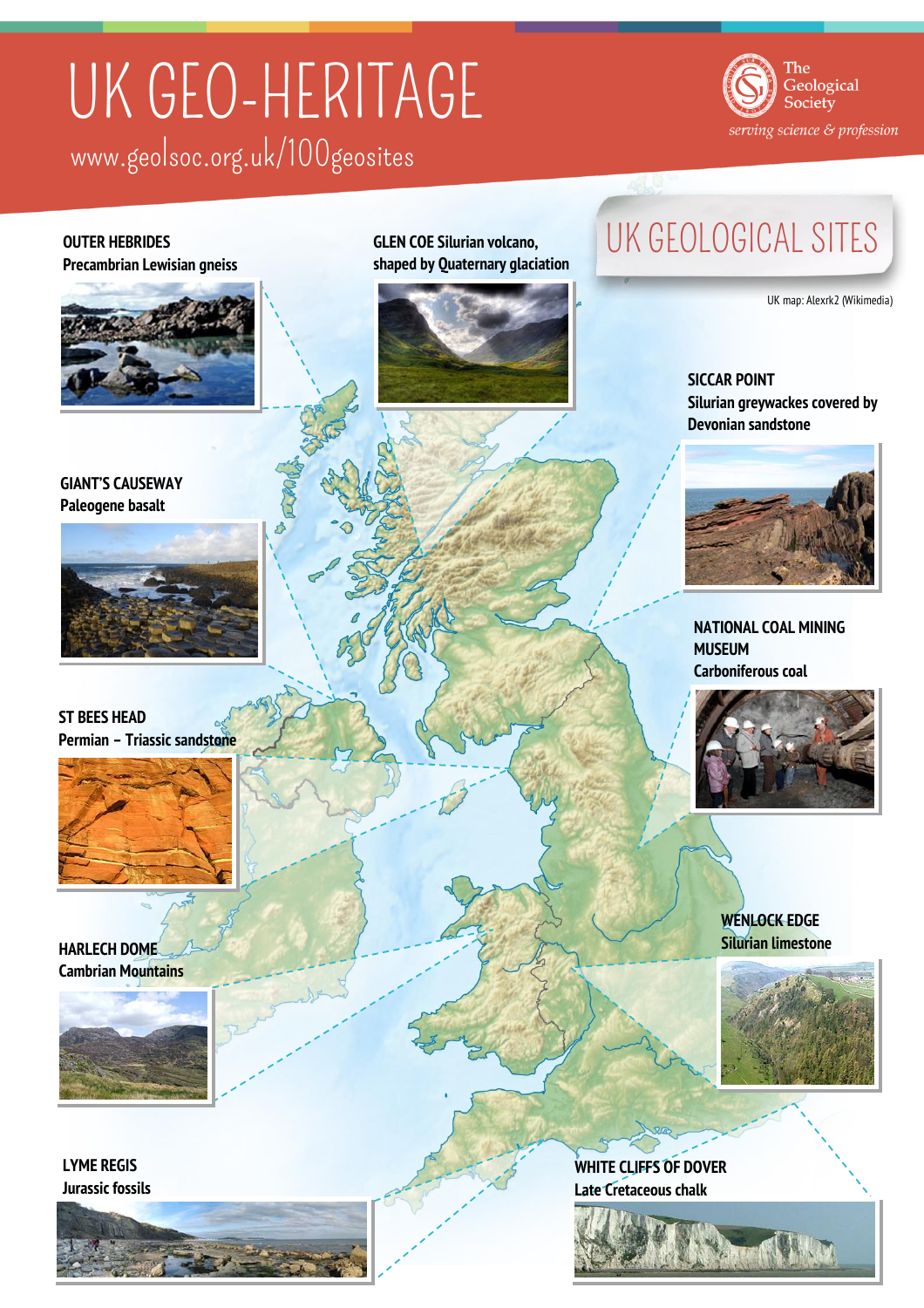# UK GEO-HERITAGE

www.geolsoc.org.uk/100geosites

The Geological Society
*serving science & profession*

## UK GEOLOGICAL SITES

UK map: Alexrk2 (Wikimedia)

**OUTER HEBRIDES**
Precambrian Lewisian gneiss

**GLEN COE Silurian volcano, shaped by Quaternary glaciation**

**SICCAR POINT**
Silurian greywackes covered by Devonian sandstone

**GIANT'S CAUSEWAY**
Paleogene basalt

**NATIONAL COAL MINING MUSEUM**
Carboniferous coal

**ST BEES HEAD**
Permian – Triassic sandstone

**WENLOCK EDGE**
Silurian limestone

**HARLECH DOME**
Cambrian Mountains

**LYME REGIS**
Jurassic fossils

**WHITE CLIFFS OF DOVER**
Late Cretaceous chalk